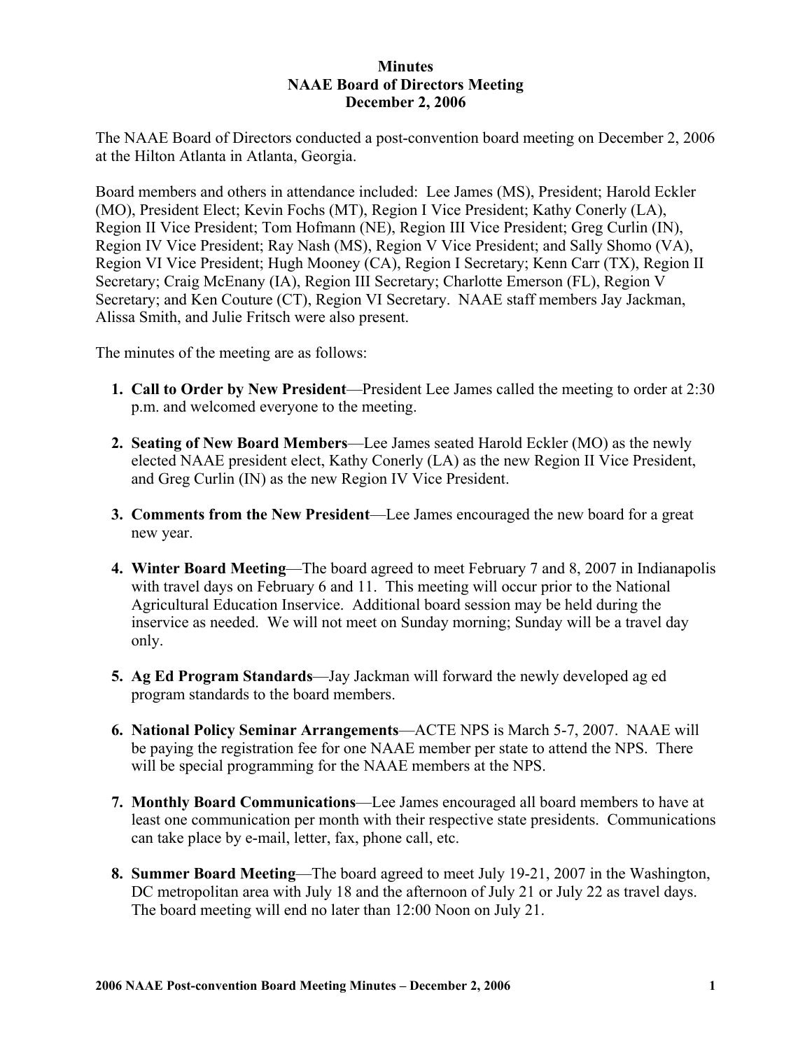**Minutes**
**NAAE Board of Directors Meeting**
**December 2, 2006**

The NAAE Board of Directors conducted a post-convention board meeting on December 2, 2006 at the Hilton Atlanta in Atlanta, Georgia.

Board members and others in attendance included: Lee James (MS), President; Harold Eckler (MO), President Elect; Kevin Fochs (MT), Region I Vice President; Kathy Conerly (LA), Region II Vice President; Tom Hofmann (NE), Region III Vice President; Greg Curlin (IN), Region IV Vice President; Ray Nash (MS), Region V Vice President; and Sally Shomo (VA), Region VI Vice President; Hugh Mooney (CA), Region I Secretary; Kenn Carr (TX), Region II Secretary; Craig McEnany (IA), Region III Secretary; Charlotte Emerson (FL), Region V Secretary; and Ken Couture (CT), Region VI Secretary. NAAE staff members Jay Jackman, Alissa Smith, and Julie Fritsch were also present.

The minutes of the meeting are as follows:

1. **Call to Order by New President**—President Lee James called the meeting to order at 2:30 p.m. and welcomed everyone to the meeting.

2. **Seating of New Board Members**—Lee James seated Harold Eckler (MO) as the newly elected NAAE president elect, Kathy Conerly (LA) as the new Region II Vice President, and Greg Curlin (IN) as the new Region IV Vice President.

3. **Comments from the New President**—Lee James encouraged the new board for a great new year.

4. **Winter Board Meeting**—The board agreed to meet February 7 and 8, 2007 in Indianapolis with travel days on February 6 and 11. This meeting will occur prior to the National Agricultural Education Inservice. Additional board session may be held during the inservice as needed. We will not meet on Sunday morning; Sunday will be a travel day only.

5. **Ag Ed Program Standards**—Jay Jackman will forward the newly developed ag ed program standards to the board members.

6. **National Policy Seminar Arrangements**—ACTE NPS is March 5-7, 2007. NAAE will be paying the registration fee for one NAAE member per state to attend the NPS. There will be special programming for the NAAE members at the NPS.

7. **Monthly Board Communications**—Lee James encouraged all board members to have at least one communication per month with their respective state presidents. Communications can take place by e-mail, letter, fax, phone call, etc.

8. **Summer Board Meeting**—The board agreed to meet July 19-21, 2007 in the Washington, DC metropolitan area with July 18 and the afternoon of July 21 or July 22 as travel days. The board meeting will end no later than 12:00 Noon on July 21.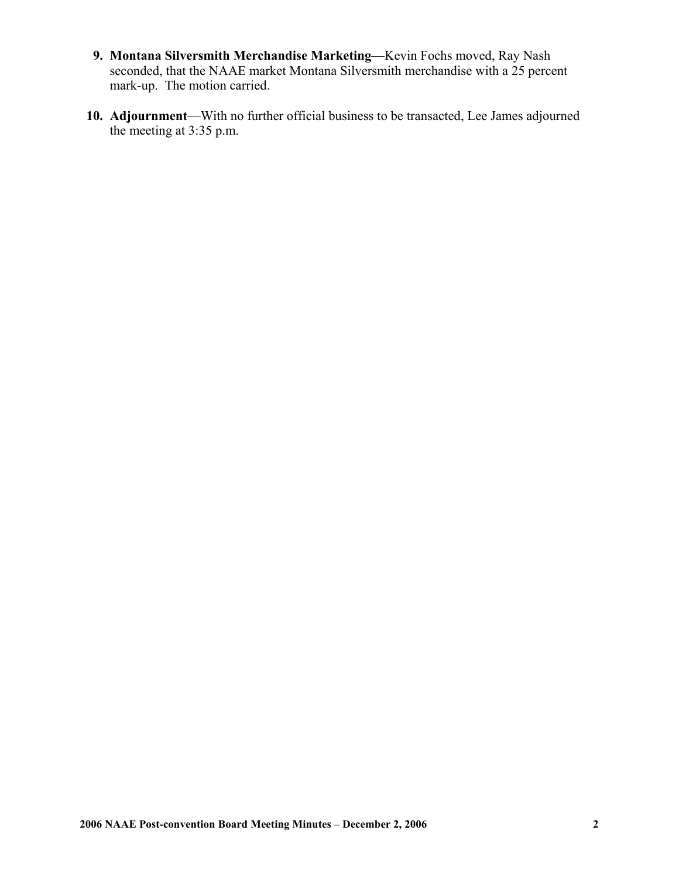9. **Montana Silversmith Merchandise Marketing**—Kevin Fochs moved, Ray Nash seconded, that the NAAE market Montana Silversmith merchandise with a 25 percent mark-up. The motion carried.

10. **Adjournment**—With no further official business to be transacted, Lee James adjourned the meeting at 3:35 p.m.